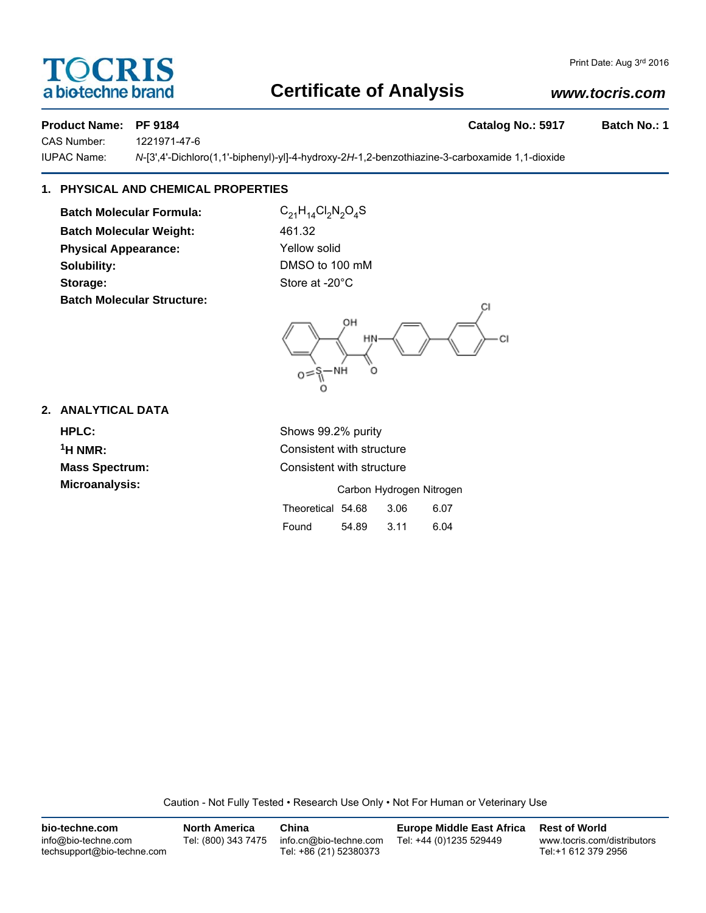# Certificate of Analysis

**TOCRIS** a bio-techne brand

Print Date: Aug 3rd 2016

www.tocris.com

**Product Name: PF 9184** **Catalog No.: 5917** **Batch No.: 1**

CAS Number: 1221971-47-6

IUPAC Name: *N*-[3',4'-Dichloro(1,1'-biphenyl)-yl]-4-hydroxy-2*H*-1,2-benzothiazine-3-carboxamide 1,1-dioxide

## 1. PHYSICAL AND CHEMICAL PROPERTIES

**Batch Molecular Formula:** $C_{21}H_{14}Cl_2N_2O_4S$

**Batch Molecular Weight:** 461.32

**Physical Appearance:** Yellow solid

**Solubility:** DMSO to 100 mM

**Storage:** Store at -20°C

**Batch Molecular Structure:**

## 2. ANALYTICAL DATA

**HPLC:** Shows 99.2% purity

**$^1$H NMR:** Consistent with structure

**Mass Spectrum:** Consistent with structure

**Microanalysis:**

| | Carbon | Hydrogen | Nitrogen |
|---|---|---|---|
| Theoretical | 54.68 | 3.06 | 6.07 |
| Found | 54.89 | 3.11 | 6.04 |

Caution - Not Fully Tested • Research Use Only • Not For Human or Veterinary Use

**bio-techne.com**
info@bio-techne.com
techsupport@bio-techne.com

**North America**
Tel: (800) 343 7475

**China**
info.cn@bio-techne.com
Tel: +86 (21) 52380373

**Europe Middle East Africa**
Tel: +44 (0)1235 529449

**Rest of World**
www.tocris.com/distributors
Tel:+1 612 379 2956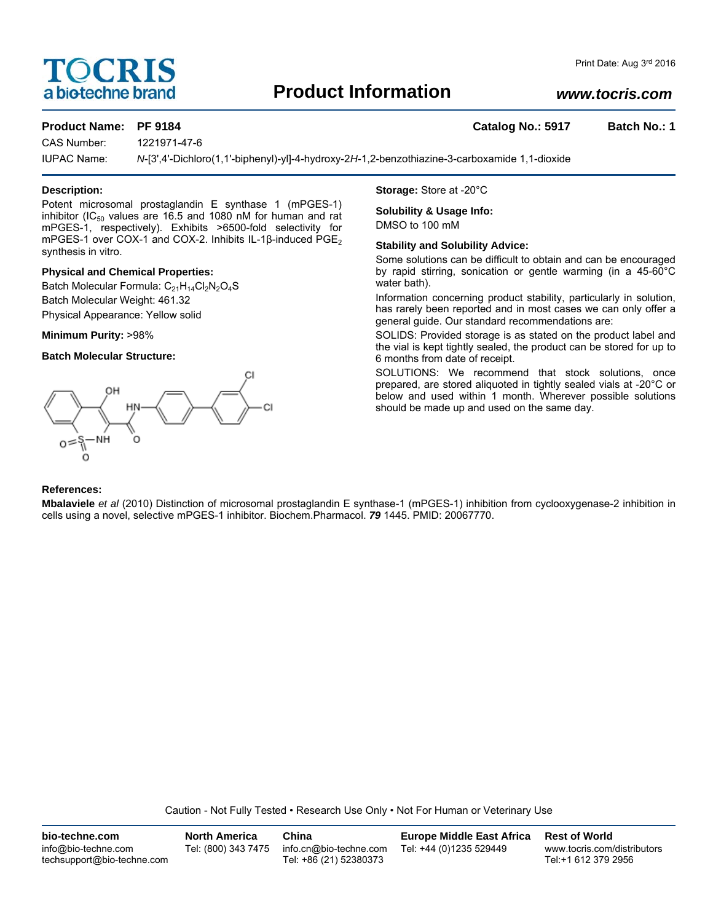# TOCRIS
a bio-techne brand

Print Date: Aug 3rd 2016

## Product Information

*www.tocris.com*

**Product Name: PF 9184** **Catalog No.: 5917** **Batch No.: 1**

CAS Number: 1221971-47-6

IUPAC Name: *N*-[3',4'-Dichloro(1,1'-biphenyl)-yl]-4-hydroxy-2*H*-1,2-benzothiazine-3-carboxamide 1,1-dioxide

**Description:**

Potent microsomal prostaglandin E synthase 1 (mPGES-1) inhibitor ($IC_{50}$ values are 16.5 and 1080 nM for human and rat mPGES-1, respectively). Exhibits >6500-fold selectivity for mPGES-1 over COX-1 and COX-2. Inhibits IL-1β-induced $PGE_2$ synthesis in vitro.

**Physical and Chemical Properties:**

Batch Molecular Formula: $C_{21}H_{14}Cl_2N_2O_4S$

Batch Molecular Weight: 461.32

Physical Appearance: Yellow solid

**Minimum Purity:** >98%

**Batch Molecular Structure:**

**Storage:** Store at -20°C

**Solubility & Usage Info:**

DMSO to 100 mM

**Stability and Solubility Advice:**

Some solutions can be difficult to obtain and can be encouraged by rapid stirring, sonication or gentle warming (in a 45-60°C water bath).

Information concerning product stability, particularly in solution, has rarely been reported and in most cases we can only offer a general guide. Our standard recommendations are:

SOLIDS: Provided storage is as stated on the product label and the vial is kept tightly sealed, the product can be stored for up to 6 months from date of receipt.

SOLUTIONS: We recommend that stock solutions, once prepared, are stored aliquoted in tightly sealed vials at -20°C or below and used within 1 month. Wherever possible solutions should be made up and used on the same day.

**References:**

**Mbalaviele** *et al* (2010) Distinction of microsomal prostaglandin E synthase-1 (mPGES-1) inhibition from cyclooxygenase-2 inhibition in cells using a novel, selective mPGES-1 inhibitor. Biochem.Pharmacol. ***79*** 1445. PMID: 20067770.

Caution - Not Fully Tested • Research Use Only • Not For Human or Veterinary Use

**bio-techne.com**
info@bio-techne.com
techsupport@bio-techne.com

**North America**
Tel: (800) 343 7475

**China**
info.cn@bio-techne.com
Tel: +86 (21) 52380373

**Europe Middle East Africa**
Tel: +44 (0)1235 529449

**Rest of World**
www.tocris.com/distributors
Tel:+1 612 379 2956